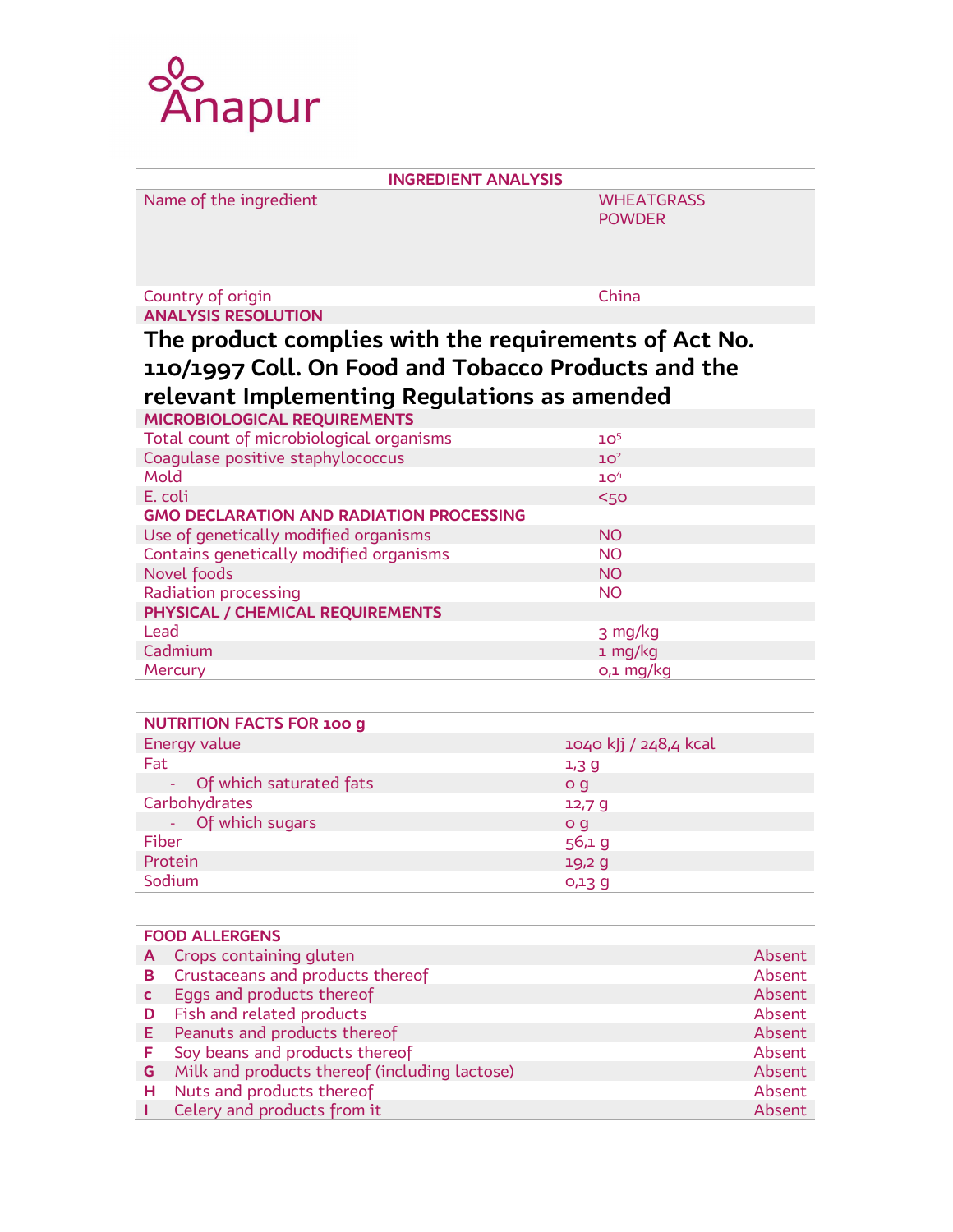Anapur

| INGREDIENT ANALYSIS | |
|---|---|
| Name of the ingredient | WHEATGRASS POWDER |
| Country of origin | China |

**ANALYSIS RESOLUTION**

## The product complies with the requirements of Act No. 110/1997 Coll. On Food and Tobacco Products and the relevant Implementing Regulations as amended

| MICROBIOLOGICAL REQUIREMENTS | |
|---|---|
| Total count of microbiological organisms | $10^5$ |
| Coagulase positive staphylococcus | $10^2$ |
| Mold | $10^4$ |
| E. coli | <50 |
| **GMO DECLARATION AND RADIATION PROCESSING** | |
| Use of genetically modified organisms | NO |
| Contains genetically modified organisms | NO |
| Novel foods | NO |
| Radiation processing | NO |
| **PHYSICAL / CHEMICAL REQUIREMENTS** | |
| Lead | 3 mg/kg |
| Cadmium | 1 mg/kg |
| Mercury | 0,1 mg/kg |

| NUTRITION FACTS FOR 100 g | |
|---|---|
| Energy value | 1040 kJj / 248,4 kcal |
| Fat | 1,3 g |
| - Of which saturated fats | 0 g |
| Carbohydrates | 12,7 g |
| - Of which sugars | 0 g |
| Fiber | 56,1 g |
| Protein | 19,2 g |
| Sodium | 0,13 g |

| | FOOD ALLERGENS | |
|---|---|---|
| **A** | Crops containing gluten | Absent |
| **B** | Crustaceans and products thereof | Absent |
| **C** | Eggs and products thereof | Absent |
| **D** | Fish and related products | Absent |
| **E** | Peanuts and products thereof | Absent |
| **F** | Soy beans and products thereof | Absent |
| **G** | Milk and products thereof (including lactose) | Absent |
| **H** | Nuts and products thereof | Absent |
| **I** | Celery and products from it | Absent |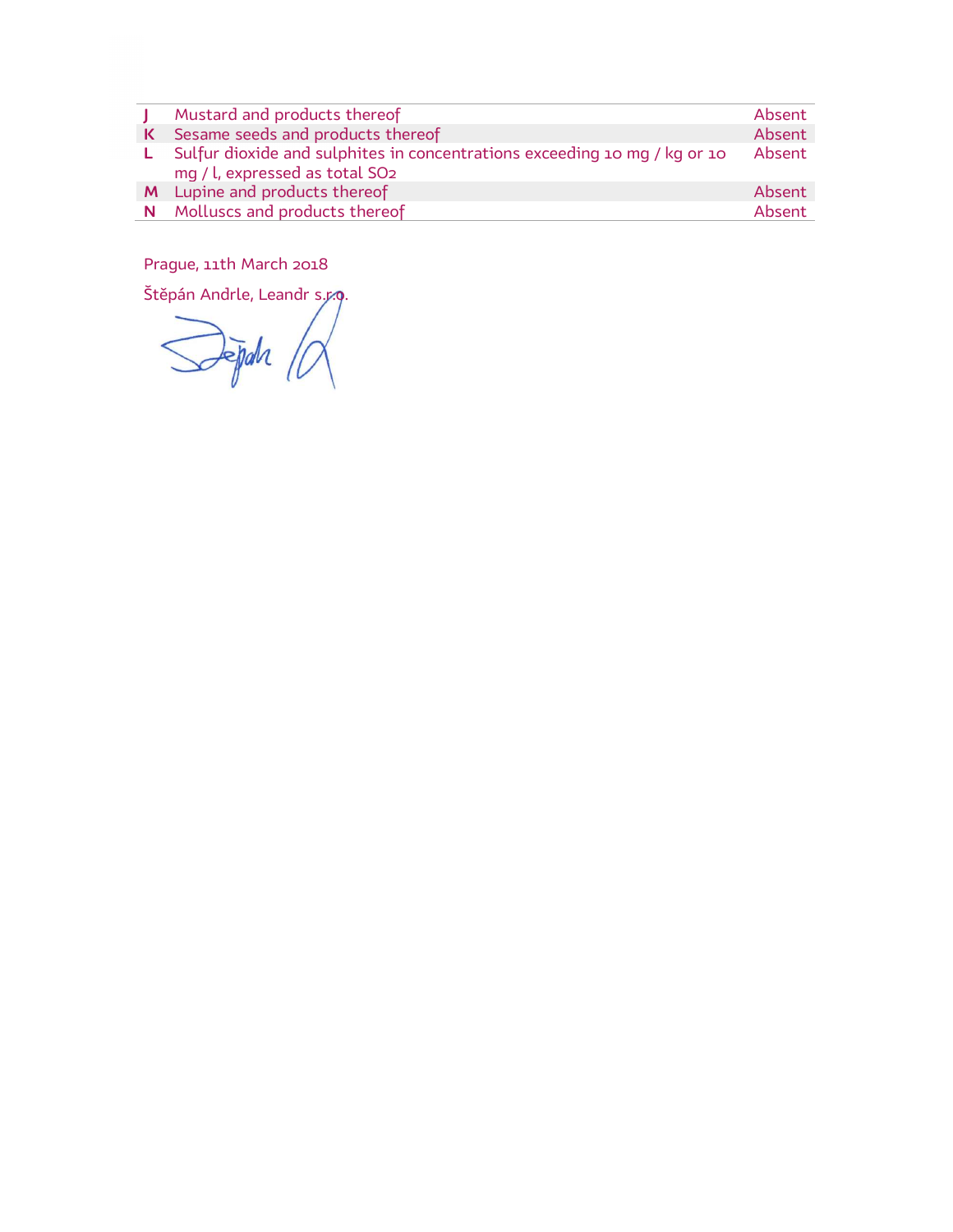| | | |
|---|---|---|
| J | Mustard and products thereof | Absent |
| K | Sesame seeds and products thereof | Absent |
| L | Sulfur dioxide and sulphites in concentrations exceeding 10 mg / kg or 10 mg / l, expressed as total $SO_2$ | Absent |
| M | Lupine and products thereof | Absent |
| N | Molluscs and products thereof | Absent |

Prague, 11th March 2018

Štěpán Andrle, Leandr s.r.o.